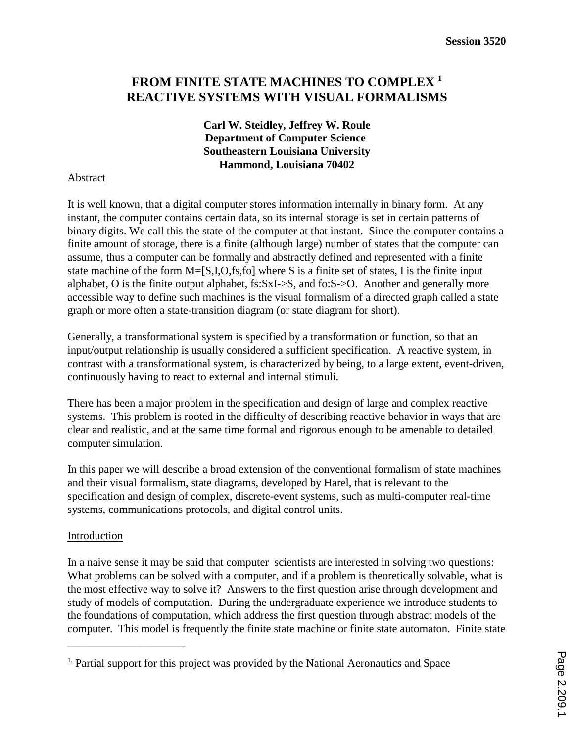# FROM FINITE STATE MACHINES TO COMPLEX [1] REACTIVE SYSTEMS WITH VISUAL FORMALISMS

**Carl W. Steidley, Jeffrey W. Roule**
**Department of Computer Science**
**Southeastern Louisiana University**
**Hammond, Louisiana 70402**

## Abstract

It is well known, that a digital computer stores information internally in binary form. At any instant, the computer contains certain data, so its internal storage is set in certain patterns of binary digits. We call this the state of the computer at that instant. Since the computer contains a finite amount of storage, there is a finite (although large) number of states that the computer can assume, thus a computer can be formally and abstractly defined and represented with a finite state machine of the form M=[S,I,O,fs,fo] where S is a finite set of states, I is the finite input alphabet, O is the finite output alphabet, fs:SxI->S, and fo:S->O. Another and generally more accessible way to define such machines is the visual formalism of a directed graph called a state graph or more often a state-transition diagram (or state diagram for short).

Generally, a transformational system is specified by a transformation or function, so that an input/output relationship is usually considered a sufficient specification. A reactive system, in contrast with a transformational system, is characterized by being, to a large extent, event-driven, continuously having to react to external and internal stimuli.

There has been a major problem in the specification and design of large and complex reactive systems. This problem is rooted in the difficulty of describing reactive behavior in ways that are clear and realistic, and at the same time formal and rigorous enough to be amenable to detailed computer simulation.

In this paper we will describe a broad extension of the conventional formalism of state machines and their visual formalism, state diagrams, developed by Harel, that is relevant to the specification and design of complex, discrete-event systems, such as multi-computer real-time systems, communications protocols, and digital control units.

## Introduction

In a naive sense it may be said that computer scientists are interested in solving two questions: What problems can be solved with a computer, and if a problem is theoretically solvable, what is the most effective way to solve it? Answers to the first question arise through development and study of models of computation. During the undergraduate experience we introduce students to the foundations of computation, which address the first question through abstract models of the computer. This model is frequently the finite state machine or finite state automaton. Finite state

---

[1] Partial support for this project was provided by the National Aeronautics and Space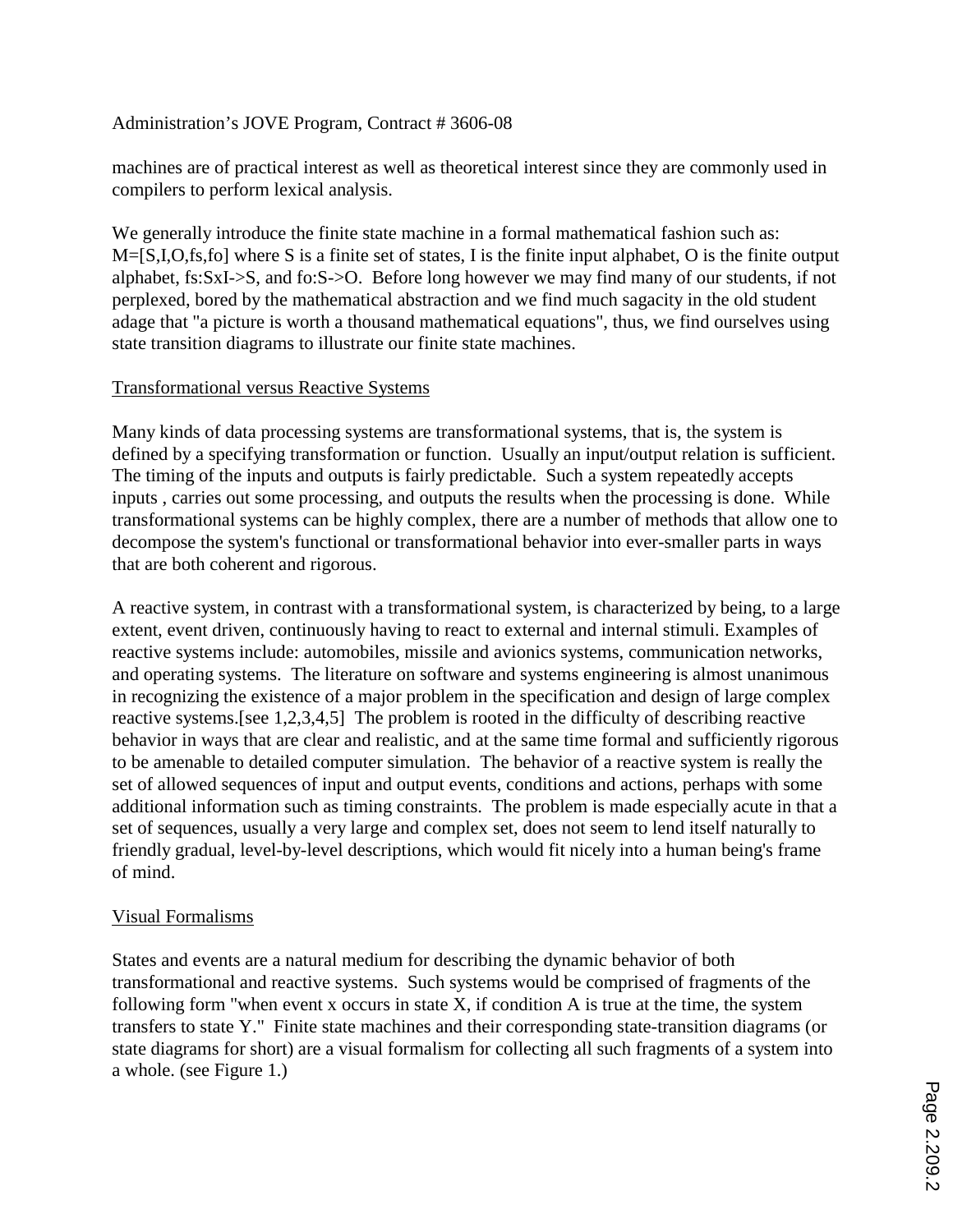Administration's JOVE Program, Contract # 3606-08

machines are of practical interest as well as theoretical interest since they are commonly used in compilers to perform lexical analysis.

We generally introduce the finite state machine in a formal mathematical fashion such as: $M=[S,I,O,fs,fo]$ where S is a finite set of states, I is the finite input alphabet, O is the finite output alphabet, $fs:SxI\text{->}S$, and $fo:S\text{->}O$. Before long however we may find many of our students, if not perplexed, bored by the mathematical abstraction and we find much sagacity in the old student adage that "a picture is worth a thousand mathematical equations", thus, we find ourselves using state transition diagrams to illustrate our finite state machines.

## Transformational versus Reactive Systems

Many kinds of data processing systems are transformational systems, that is, the system is defined by a specifying transformation or function. Usually an input/output relation is sufficient. The timing of the inputs and outputs is fairly predictable. Such a system repeatedly accepts inputs , carries out some processing, and outputs the results when the processing is done. While transformational systems can be highly complex, there are a number of methods that allow one to decompose the system's functional or transformational behavior into ever-smaller parts in ways that are both coherent and rigorous.

A reactive system, in contrast with a transformational system, is characterized by being, to a large extent, event driven, continuously having to react to external and internal stimuli. Examples of reactive systems include: automobiles, missile and avionics systems, communication networks, and operating systems. The literature on software and systems engineering is almost unanimous in recognizing the existence of a major problem in the specification and design of large complex reactive systems.[see 1,2,3,4,5] The problem is rooted in the difficulty of describing reactive behavior in ways that are clear and realistic, and at the same time formal and sufficiently rigorous to be amenable to detailed computer simulation. The behavior of a reactive system is really the set of allowed sequences of input and output events, conditions and actions, perhaps with some additional information such as timing constraints. The problem is made especially acute in that a set of sequences, usually a very large and complex set, does not seem to lend itself naturally to friendly gradual, level-by-level descriptions, which would fit nicely into a human being's frame of mind.

## Visual Formalisms

States and events are a natural medium for describing the dynamic behavior of both transformational and reactive systems. Such systems would be comprised of fragments of the following form "when event x occurs in state X, if condition A is true at the time, the system transfers to state Y." Finite state machines and their corresponding state-transition diagrams (or state diagrams for short) are a visual formalism for collecting all such fragments of a system into a whole. (see Figure 1.)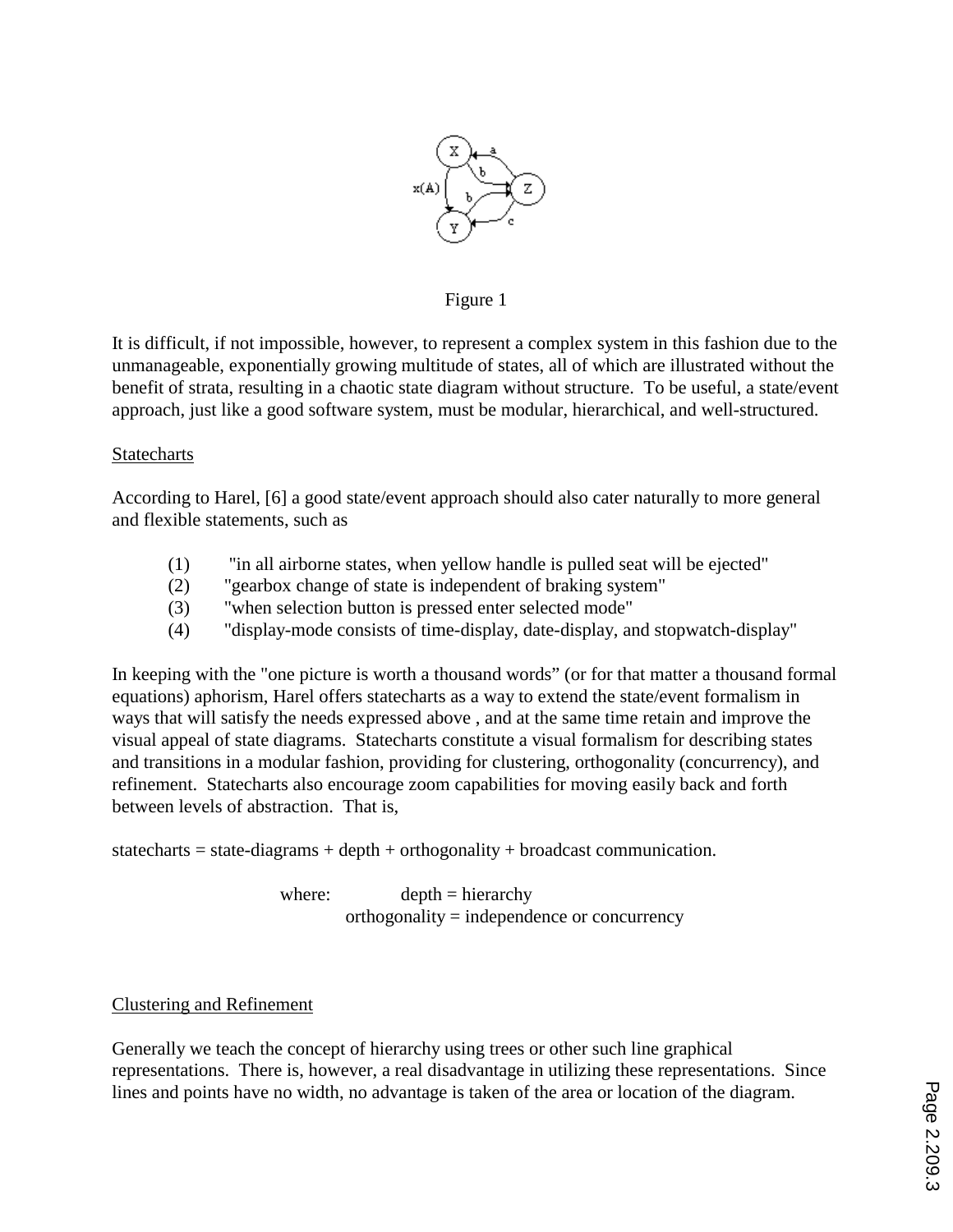Figure 1

It is difficult, if not impossible, however, to represent a complex system in this fashion due to the unmanageable, exponentially growing multitude of states, all of which are illustrated without the benefit of strata, resulting in a chaotic state diagram without structure. To be useful, a state/event approach, just like a good software system, must be modular, hierarchical, and well-structured.

## Statecharts

According to Harel, [6] a good state/event approach should also cater naturally to more general and flexible statements, such as

(1) "in all airborne states, when yellow handle is pulled seat will be ejected"
(2) "gearbox change of state is independent of braking system"
(3) "when selection button is pressed enter selected mode"
(4) "display-mode consists of time-display, date-display, and stopwatch-display"

In keeping with the "one picture is worth a thousand words" (or for that matter a thousand formal equations) aphorism, Harel offers statecharts as a way to extend the state/event formalism in ways that will satisfy the needs expressed above , and at the same time retain and improve the visual appeal of state diagrams. Statecharts constitute a visual formalism for describing states and transitions in a modular fashion, providing for clustering, orthogonality (concurrency), and refinement. Statecharts also encourage zoom capabilities for moving easily back and forth between levels of abstraction. That is,

statecharts = state-diagrams + depth + orthogonality + broadcast communication.

where: depth = hierarchy
orthogonality = independence or concurrency

## Clustering and Refinement

Generally we teach the concept of hierarchy using trees or other such line graphical representations. There is, however, a real disadvantage in utilizing these representations. Since lines and points have no width, no advantage is taken of the area or location of the diagram.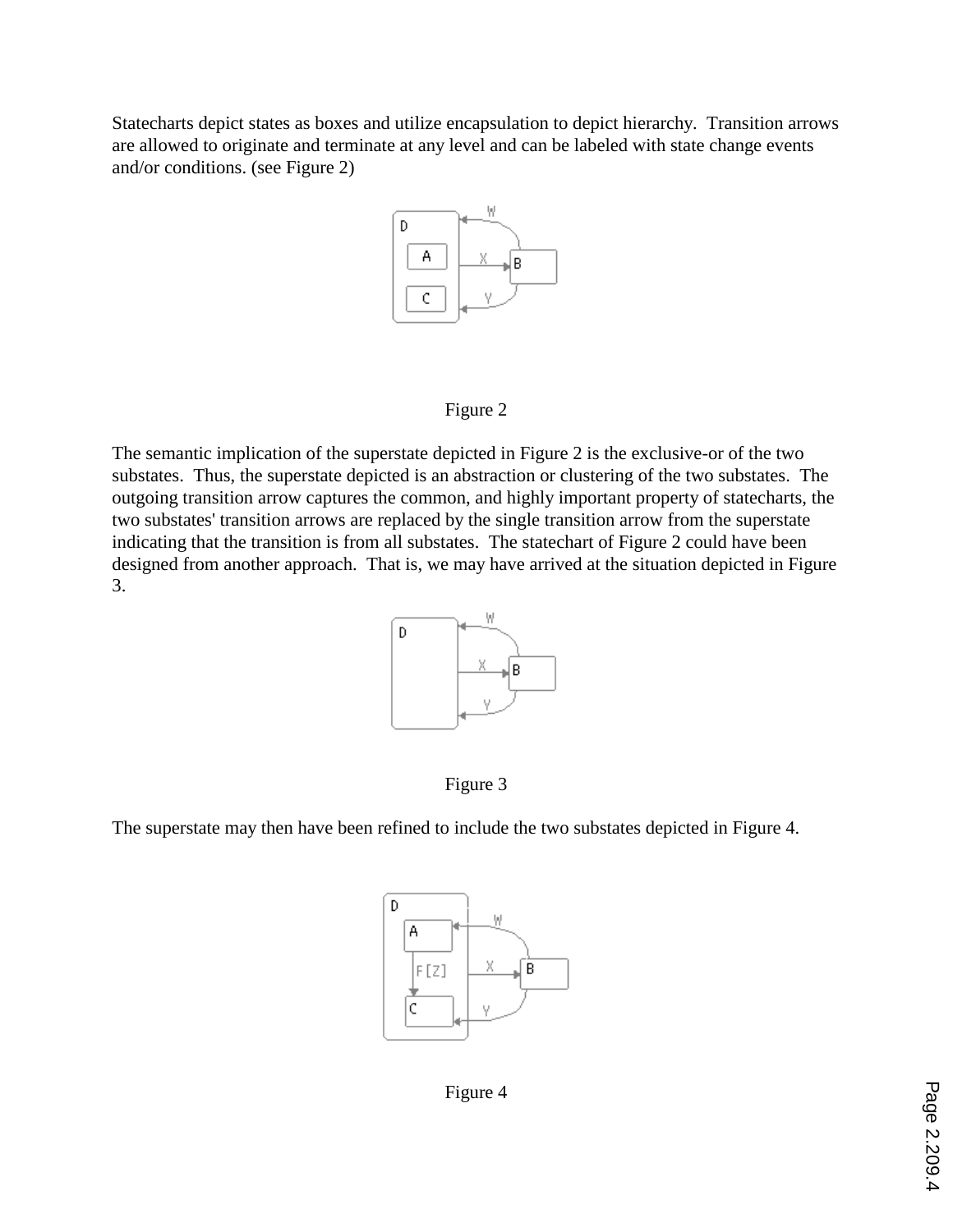Statecharts depict states as boxes and utilize encapsulation to depict hierarchy. Transition arrows are allowed to originate and terminate at any level and can be labeled with state change events and/or conditions. (see Figure 2)

Figure 2

The semantic implication of the superstate depicted in Figure 2 is the exclusive-or of the two substates. Thus, the superstate depicted is an abstraction or clustering of the two substates. The outgoing transition arrow captures the common, and highly important property of statecharts, the two substates' transition arrows are replaced by the single transition arrow from the superstate indicating that the transition is from all substates. The statechart of Figure 2 could have been designed from another approach. That is, we may have arrived at the situation depicted in Figure 3.

Figure 3

The superstate may then have been refined to include the two substates depicted in Figure 4.

Figure 4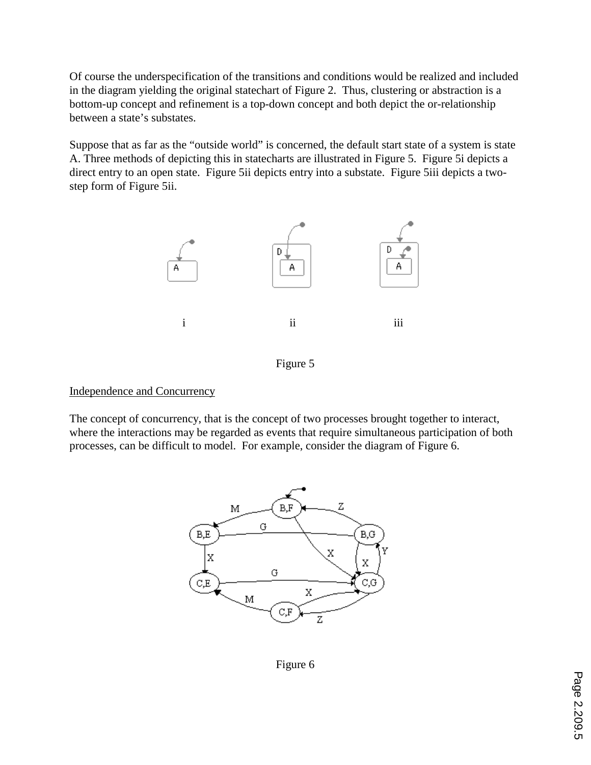Of course the underspecification of the transitions and conditions would be realized and included in the diagram yielding the original statechart of Figure 2. Thus, clustering or abstraction is a bottom-up concept and refinement is a top-down concept and both depict the or-relationship between a state's substates.

Suppose that as far as the "outside world" is concerned, the default start state of a system is state A. Three methods of depicting this in statecharts are illustrated in Figure 5. Figure 5i depicts a direct entry to an open state. Figure 5ii depicts entry into a substate. Figure 5iii depicts a two-step form of Figure 5ii.

i ii iii

Figure 5

Independence and Concurrency

The concept of concurrency, that is the concept of two processes brought together to interact, where the interactions may be regarded as events that require simultaneous participation of both processes, can be difficult to model. For example, consider the diagram of Figure 6.

Figure 6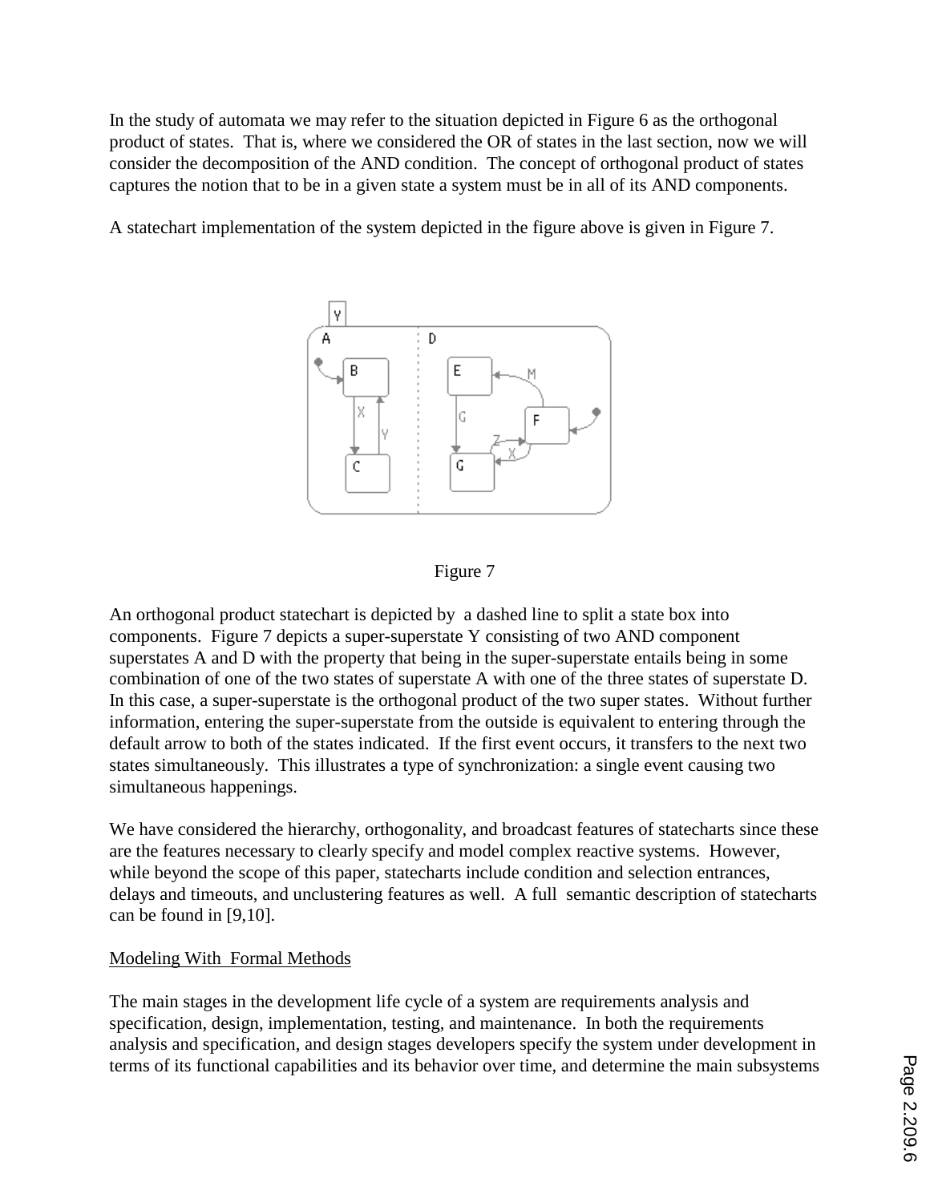In the study of automata we may refer to the situation depicted in Figure 6 as the orthogonal product of states. That is, where we considered the OR of states in the last section, now we will consider the decomposition of the AND condition. The concept of orthogonal product of states captures the notion that to be in a given state a system must be in all of its AND components.

A statechart implementation of the system depicted in the figure above is given in Figure 7.

Figure 7

An orthogonal product statechart is depicted by a dashed line to split a state box into components. Figure 7 depicts a super-superstate Y consisting of two AND component superstates A and D with the property that being in the super-superstate entails being in some combination of one of the two states of superstate A with one of the three states of superstate D. In this case, a super-superstate is the orthogonal product of the two super states. Without further information, entering the super-superstate from the outside is equivalent to entering through the default arrow to both of the states indicated. If the first event occurs, it transfers to the next two states simultaneously. This illustrates a type of synchronization: a single event causing two simultaneous happenings.

We have considered the hierarchy, orthogonality, and broadcast features of statecharts since these are the features necessary to clearly specify and model complex reactive systems. However, while beyond the scope of this paper, statecharts include condition and selection entrances, delays and timeouts, and unclustering features as well. A full semantic description of statecharts can be found in [9,10].

## Modeling With Formal Methods

The main stages in the development life cycle of a system are requirements analysis and specification, design, implementation, testing, and maintenance. In both the requirements analysis and specification, and design stages developers specify the system under development in terms of its functional capabilities and its behavior over time, and determine the main subsystems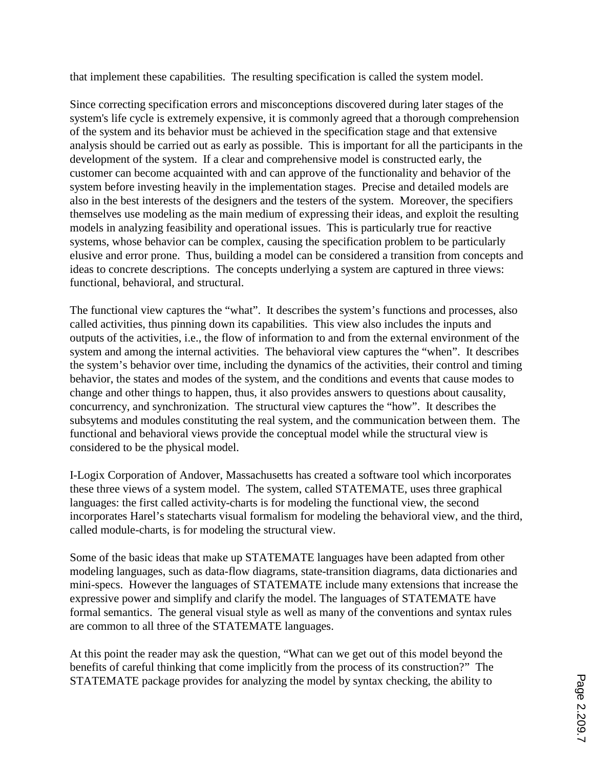that implement these capabilities. The resulting specification is called the system model.

Since correcting specification errors and misconceptions discovered during later stages of the system's life cycle is extremely expensive, it is commonly agreed that a thorough comprehension of the system and its behavior must be achieved in the specification stage and that extensive analysis should be carried out as early as possible. This is important for all the participants in the development of the system. If a clear and comprehensive model is constructed early, the customer can become acquainted with and can approve of the functionality and behavior of the system before investing heavily in the implementation stages. Precise and detailed models are also in the best interests of the designers and the testers of the system. Moreover, the specifiers themselves use modeling as the main medium of expressing their ideas, and exploit the resulting models in analyzing feasibility and operational issues. This is particularly true for reactive systems, whose behavior can be complex, causing the specification problem to be particularly elusive and error prone. Thus, building a model can be considered a transition from concepts and ideas to concrete descriptions. The concepts underlying a system are captured in three views: functional, behavioral, and structural.

The functional view captures the "what". It describes the system's functions and processes, also called activities, thus pinning down its capabilities. This view also includes the inputs and outputs of the activities, i.e., the flow of information to and from the external environment of the system and among the internal activities. The behavioral view captures the "when". It describes the system's behavior over time, including the dynamics of the activities, their control and timing behavior, the states and modes of the system, and the conditions and events that cause modes to change and other things to happen, thus, it also provides answers to questions about causality, concurrency, and synchronization. The structural view captures the "how". It describes the subsytems and modules constituting the real system, and the communication between them. The functional and behavioral views provide the conceptual model while the structural view is considered to be the physical model.

I-Logix Corporation of Andover, Massachusetts has created a software tool which incorporates these three views of a system model. The system, called STATEMATE, uses three graphical languages: the first called activity-charts is for modeling the functional view, the second incorporates Harel's statecharts visual formalism for modeling the behavioral view, and the third, called module-charts, is for modeling the structural view.

Some of the basic ideas that make up STATEMATE languages have been adapted from other modeling languages, such as data-flow diagrams, state-transition diagrams, data dictionaries and mini-specs. However the languages of STATEMATE include many extensions that increase the expressive power and simplify and clarify the model. The languages of STATEMATE have formal semantics. The general visual style as well as many of the conventions and syntax rules are common to all three of the STATEMATE languages.

At this point the reader may ask the question, "What can we get out of this model beyond the benefits of careful thinking that come implicitly from the process of its construction?" The STATEMATE package provides for analyzing the model by syntax checking, the ability to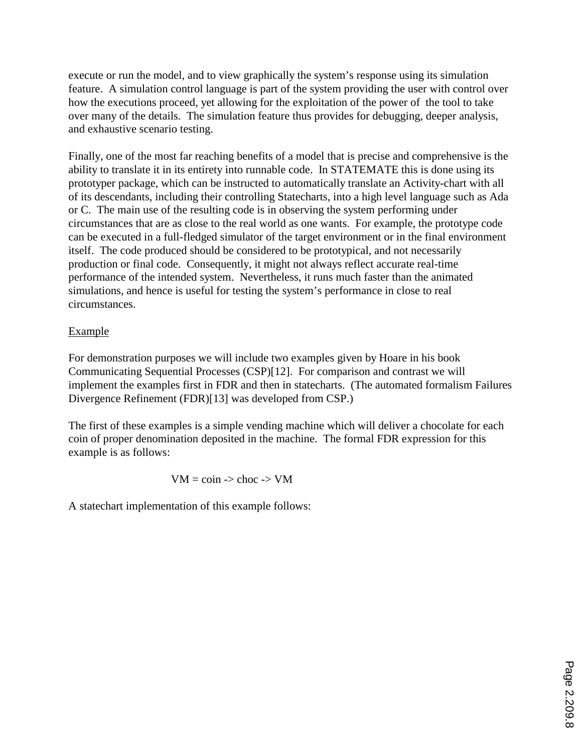execute or run the model, and to view graphically the system's response using its simulation feature. A simulation control language is part of the system providing the user with control over how the executions proceed, yet allowing for the exploitation of the power of the tool to take over many of the details. The simulation feature thus provides for debugging, deeper analysis, and exhaustive scenario testing.

Finally, one of the most far reaching benefits of a model that is precise and comprehensive is the ability to translate it in its entirety into runnable code. In STATEMATE this is done using its prototyper package, which can be instructed to automatically translate an Activity-chart with all of its descendants, including their controlling Statecharts, into a high level language such as Ada or C. The main use of the resulting code is in observing the system performing under circumstances that are as close to the real world as one wants. For example, the prototype code can be executed in a full-fledged simulator of the target environment or in the final environment itself. The code produced should be considered to be prototypical, and not necessarily production or final code. Consequently, it might not always reflect accurate real-time performance of the intended system. Nevertheless, it runs much faster than the animated simulations, and hence is useful for testing the system's performance in close to real circumstances.

<u>Example</u>

For demonstration purposes we will include two examples given by Hoare in his book Communicating Sequential Processes (CSP)[12]. For comparison and contrast we will implement the examples first in FDR and then in statecharts. (The automated formalism Failures Divergence Refinement (FDR)[13] was developed from CSP.)

The first of these examples is a simple vending machine which will deliver a chocolate for each coin of proper denomination deposited in the machine. The formal FDR expression for this example is as follows:

```
VM = coin -> choc -> VM
```

A statechart implementation of this example follows: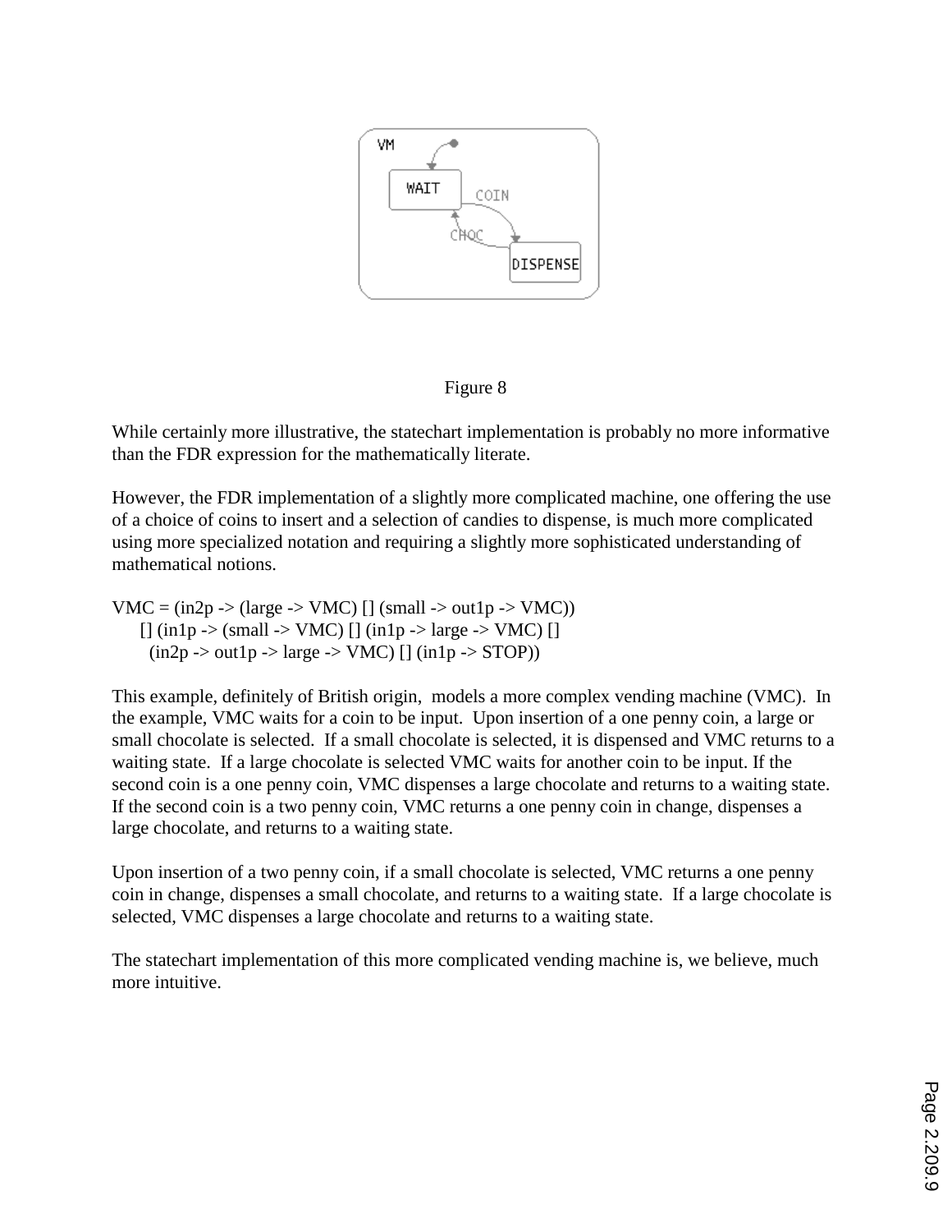Figure 8

While certainly more illustrative, the statechart implementation is probably no more informative than the FDR expression for the mathematically literate.

However, the FDR implementation of a slightly more complicated machine, one offering the use of a choice of coins to insert and a selection of candies to dispense, is much more complicated using more specialized notation and requiring a slightly more sophisticated understanding of mathematical notions.

```
VMC = (in2p -> (large -> VMC) [] (small -> out1p -> VMC))
     [] (in1p -> (small -> VMC) [] (in1p -> large -> VMC) []
       (in2p -> out1p -> large -> VMC) [] (in1p -> STOP))
```

This example, definitely of British origin, models a more complex vending machine (VMC). In the example, VMC waits for a coin to be input. Upon insertion of a one penny coin, a large or small chocolate is selected. If a small chocolate is selected, it is dispensed and VMC returns to a waiting state. If a large chocolate is selected VMC waits for another coin to be input. If the second coin is a one penny coin, VMC dispenses a large chocolate and returns to a waiting state. If the second coin is a two penny coin, VMC returns a one penny coin in change, dispenses a large chocolate, and returns to a waiting state.

Upon insertion of a two penny coin, if a small chocolate is selected, VMC returns a one penny coin in change, dispenses a small chocolate, and returns to a waiting state. If a large chocolate is selected, VMC dispenses a large chocolate and returns to a waiting state.

The statechart implementation of this more complicated vending machine is, we believe, much more intuitive.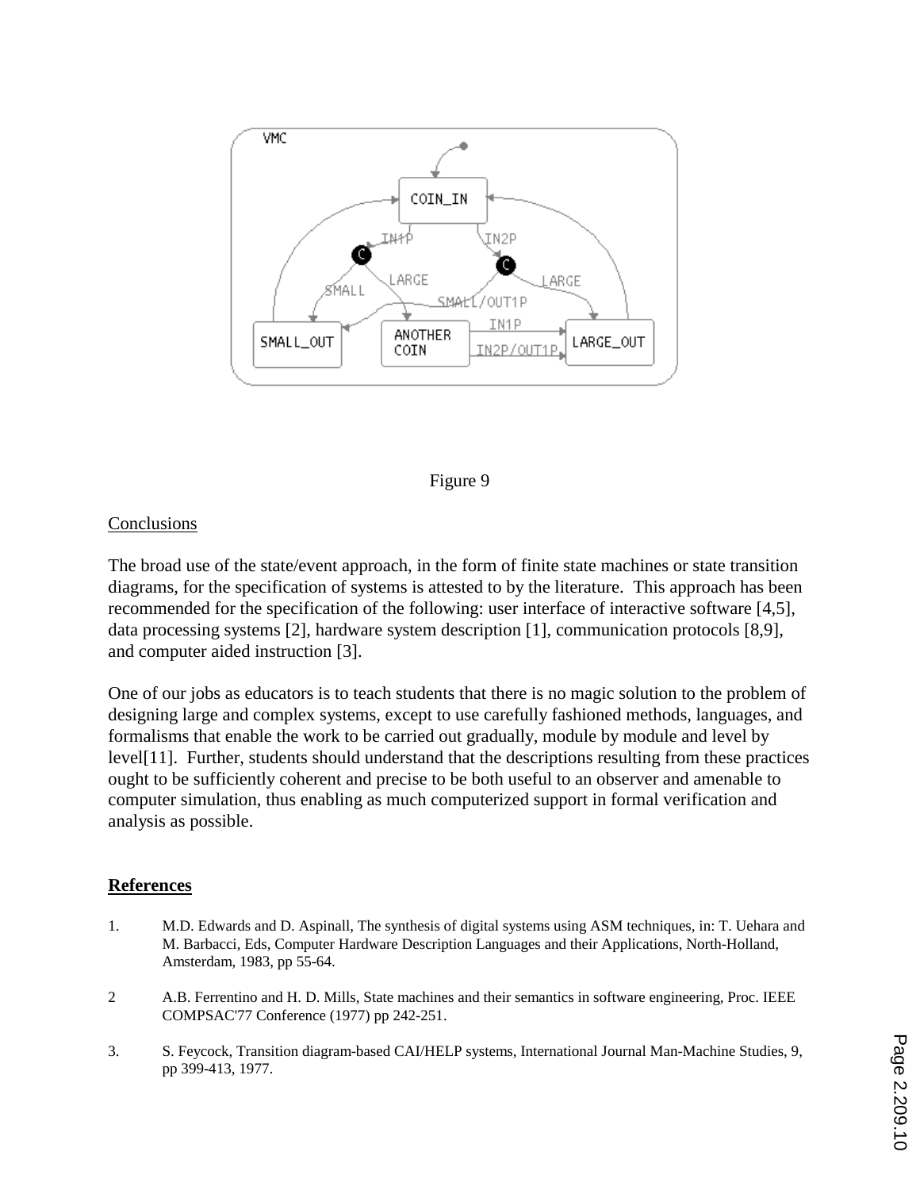Figure 9

Conclusions

The broad use of the state/event approach, in the form of finite state machines or state transition diagrams, for the specification of systems is attested to by the literature. This approach has been recommended for the specification of the following: user interface of interactive software [4,5], data processing systems [2], hardware system description [1], communication protocols [8,9], and computer aided instruction [3].

One of our jobs as educators is to teach students that there is no magic solution to the problem of designing large and complex systems, except to use carefully fashioned methods, languages, and formalisms that enable the work to be carried out gradually, module by module and level by level[11]. Further, students should understand that the descriptions resulting from these practices ought to be sufficiently coherent and precise to be both useful to an observer and amenable to computer simulation, thus enabling as much computerized support in formal verification and analysis as possible.

## References

1. M.D. Edwards and D. Aspinall, The synthesis of digital systems using ASM techniques, in: T. Uehara and M. Barbacci, Eds, Computer Hardware Description Languages and their Applications, North-Holland, Amsterdam, 1983, pp 55-64.

2. A.B. Ferrentino and H. D. Mills, State machines and their semantics in software engineering, Proc. IEEE COMPSAC'77 Conference (1977) pp 242-251.

3. S. Feycock, Transition diagram-based CAI/HELP systems, International Journal Man-Machine Studies, 9, pp 399-413, 1977.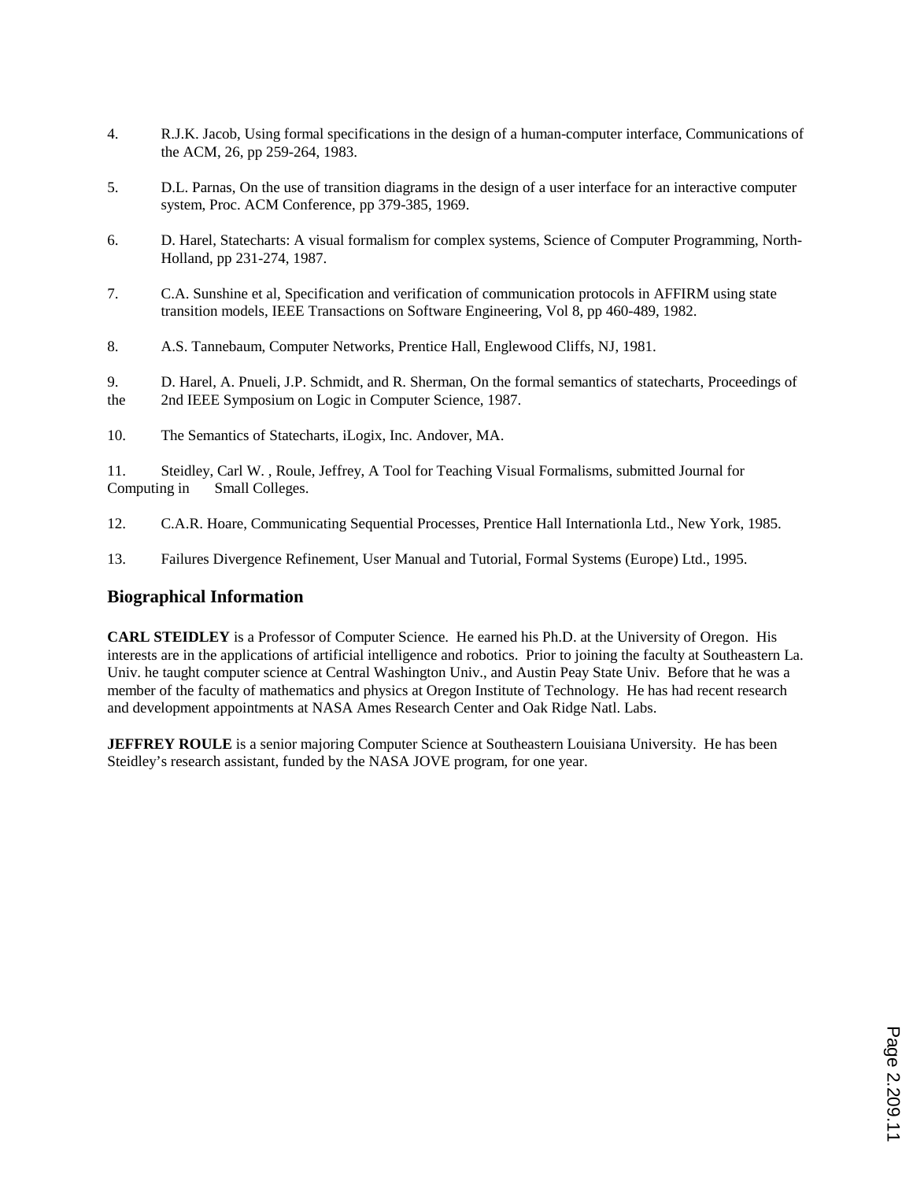4. R.J.K. Jacob, Using formal specifications in the design of a human-computer interface, Communications of the ACM, 26, pp 259-264, 1983.

5. D.L. Parnas, On the use of transition diagrams in the design of a user interface for an interactive computer system, Proc. ACM Conference, pp 379-385, 1969.

6. D. Harel, Statecharts: A visual formalism for complex systems, Science of Computer Programming, North-Holland, pp 231-274, 1987.

7. C.A. Sunshine et al, Specification and verification of communication protocols in AFFIRM using state transition models, IEEE Transactions on Software Engineering, Vol 8, pp 460-489, 1982.

8. A.S. Tannebaum, Computer Networks, Prentice Hall, Englewood Cliffs, NJ, 1981.

9. D. Harel, A. Pnueli, J.P. Schmidt, and R. Sherman, On the formal semantics of statecharts, Proceedings of the 2nd IEEE Symposium on Logic in Computer Science, 1987.

10. The Semantics of Statecharts, iLogix, Inc. Andover, MA.

11. Steidley, Carl W. , Roule, Jeffrey, A Tool for Teaching Visual Formalisms, submitted Journal for Computing in Small Colleges.

12. C.A.R. Hoare, Communicating Sequential Processes, Prentice Hall Internationla Ltd., New York, 1985.

13. Failures Divergence Refinement, User Manual and Tutorial, Formal Systems (Europe) Ltd., 1995.

## Biographical Information

**CARL STEIDLEY** is a Professor of Computer Science. He earned his Ph.D. at the University of Oregon. His interests are in the applications of artificial intelligence and robotics. Prior to joining the faculty at Southeastern La. Univ. he taught computer science at Central Washington Univ., and Austin Peay State Univ. Before that he was a member of the faculty of mathematics and physics at Oregon Institute of Technology. He has had recent research and development appointments at NASA Ames Research Center and Oak Ridge Natl. Labs.

**JEFFREY ROULE** is a senior majoring Computer Science at Southeastern Louisiana University. He has been Steidley's research assistant, funded by the NASA JOVE program, for one year.